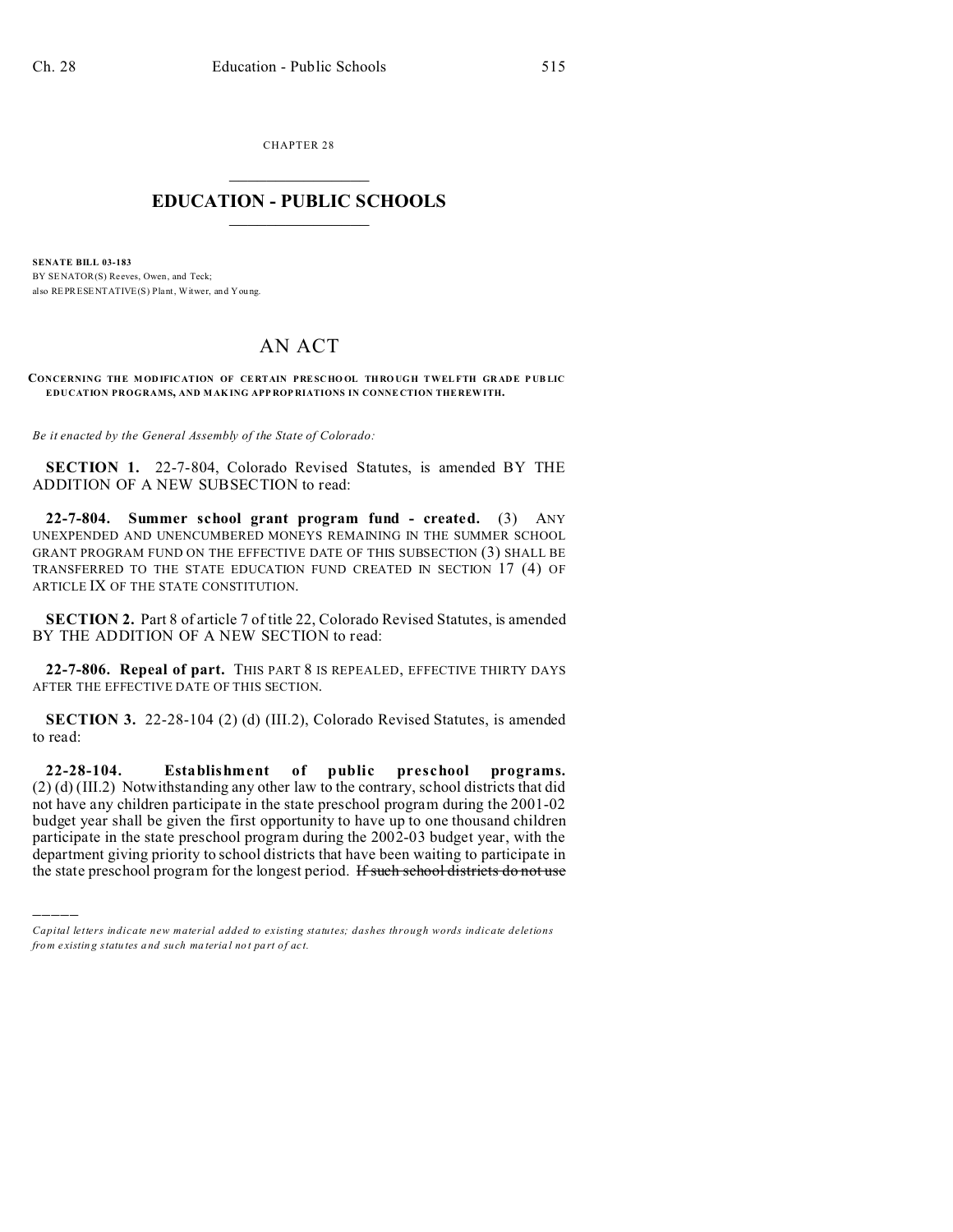CHAPTER 28

# EDUCATION - PUBLIC SCHOOLS

**SENATE BILL 03-183**
BY SENATOR(S) Reeves, Owen, and Teck;
also REPRESENTATIVE(S) Plant, Witwer, and Young.

# AN ACT

**CONCERNING THE MODIFICATION OF CERTAIN PRESCHOOL THROUGH TWELFTH GRADE PUBLIC EDUCATION PROGRAMS, AND MAKING APPROPRIATIONS IN CONNECTION THEREWITH.**

*Be it enacted by the General Assembly of the State of Colorado:*

**SECTION 1.** 22-7-804, Colorado Revised Statutes, is amended BY THE ADDITION OF A NEW SUBSECTION to read:

**22-7-804. Summer school grant program fund - created.** (3) ANY UNEXPENDED AND UNENCUMBERED MONEYS REMAINING IN THE SUMMER SCHOOL GRANT PROGRAM FUND ON THE EFFECTIVE DATE OF THIS SUBSECTION (3) SHALL BE TRANSFERRED TO THE STATE EDUCATION FUND CREATED IN SECTION 17 (4) OF ARTICLE IX OF THE STATE CONSTITUTION.

**SECTION 2.** Part 8 of article 7 of title 22, Colorado Revised Statutes, is amended BY THE ADDITION OF A NEW SECTION to read:

**22-7-806. Repeal of part.** THIS PART 8 IS REPEALED, EFFECTIVE THIRTY DAYS AFTER THE EFFECTIVE DATE OF THIS SECTION.

**SECTION 3.** 22-28-104 (2) (d) (III.2), Colorado Revised Statutes, is amended to read:

**22-28-104. Establishment of public preschool programs.** (2) (d) (III.2) Notwithstanding any other law to the contrary, school districts that did not have any children participate in the state preschool program during the 2001-02 budget year shall be given the first opportunity to have up to one thousand children participate in the state preschool program during the 2002-03 budget year, with the department giving priority to school districts that have been waiting to participate in the state preschool program for the longest period. ~~If such school districts do not use~~

---

*Capital letters indicate new material added to existing statutes; dashes through words indicate deletions from existing statutes and such material not part of act.*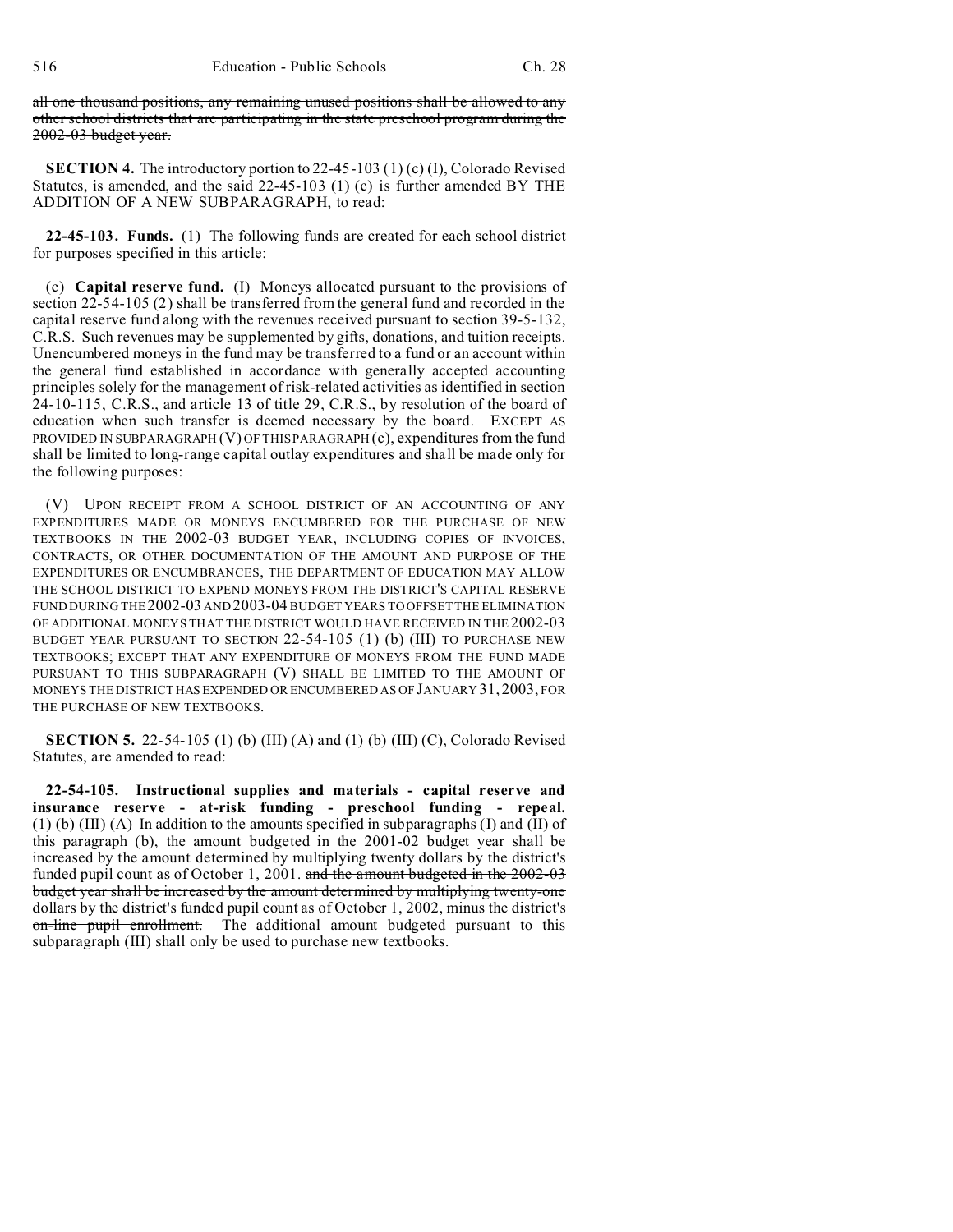~~all one thousand positions, any remaining unused positions shall be allowed to any other school districts that are participating in the state preschool program during the 2002-03 budget year.~~

**SECTION 4.** The introductory portion to 22-45-103 (1) (c) (I), Colorado Revised Statutes, is amended, and the said 22-45-103 (1) (c) is further amended BY THE ADDITION OF A NEW SUBPARAGRAPH, to read:

**22-45-103. Funds.** (1) The following funds are created for each school district for purposes specified in this article:

(c) **Capital reserve fund.** (I) Moneys allocated pursuant to the provisions of section 22-54-105 (2) shall be transferred from the general fund and recorded in the capital reserve fund along with the revenues received pursuant to section 39-5-132, C.R.S. Such revenues may be supplemented by gifts, donations, and tuition receipts. Unencumbered moneys in the fund may be transferred to a fund or an account within the general fund established in accordance with generally accepted accounting principles solely for the management of risk-related activities as identified in section 24-10-115, C.R.S., and article 13 of title 29, C.R.S., by resolution of the board of education when such transfer is deemed necessary by the board. EXCEPT AS PROVIDED IN SUBPARAGRAPH (V) OF THIS PARAGRAPH (c), expenditures from the fund shall be limited to long-range capital outlay expenditures and shall be made only for the following purposes:

(V) UPON RECEIPT FROM A SCHOOL DISTRICT OF AN ACCOUNTING OF ANY EXPENDITURES MADE OR MONEYS ENCUMBERED FOR THE PURCHASE OF NEW TEXTBOOKS IN THE 2002-03 BUDGET YEAR, INCLUDING COPIES OF INVOICES, CONTRACTS, OR OTHER DOCUMENTATION OF THE AMOUNT AND PURPOSE OF THE EXPENDITURES OR ENCUMBRANCES, THE DEPARTMENT OF EDUCATION MAY ALLOW THE SCHOOL DISTRICT TO EXPEND MONEYS FROM THE DISTRICT'S CAPITAL RESERVE FUND DURING THE 2002-03 AND 2003-04 BUDGET YEARS TO OFFSET THE ELIMINATION OF ADDITIONAL MONEYS THAT THE DISTRICT WOULD HAVE RECEIVED IN THE 2002-03 BUDGET YEAR PURSUANT TO SECTION 22-54-105 (1) (b) (III) TO PURCHASE NEW TEXTBOOKS; EXCEPT THAT ANY EXPENDITURE OF MONEYS FROM THE FUND MADE PURSUANT TO THIS SUBPARAGRAPH (V) SHALL BE LIMITED TO THE AMOUNT OF MONEYS THE DISTRICT HAS EXPENDED OR ENCUMBERED AS OF JANUARY 31, 2003, FOR THE PURCHASE OF NEW TEXTBOOKS.

**SECTION 5.** 22-54-105 (1) (b) (III) (A) and (1) (b) (III) (C), Colorado Revised Statutes, are amended to read:

**22-54-105. Instructional supplies and materials - capital reserve and insurance reserve - at-risk funding - preschool funding - repeal.** (1) (b) (III) (A) In addition to the amounts specified in subparagraphs (I) and (II) of this paragraph (b), the amount budgeted in the 2001-02 budget year shall be increased by the amount determined by multiplying twenty dollars by the district's funded pupil count as of October 1, 2001. ~~and the amount budgeted in the 2002-03 budget year shall be increased by the amount determined by multiplying twenty-one dollars by the district's funded pupil count as of October 1, 2002, minus the district's on-line pupil enrollment.~~ The additional amount budgeted pursuant to this subparagraph (III) shall only be used to purchase new textbooks.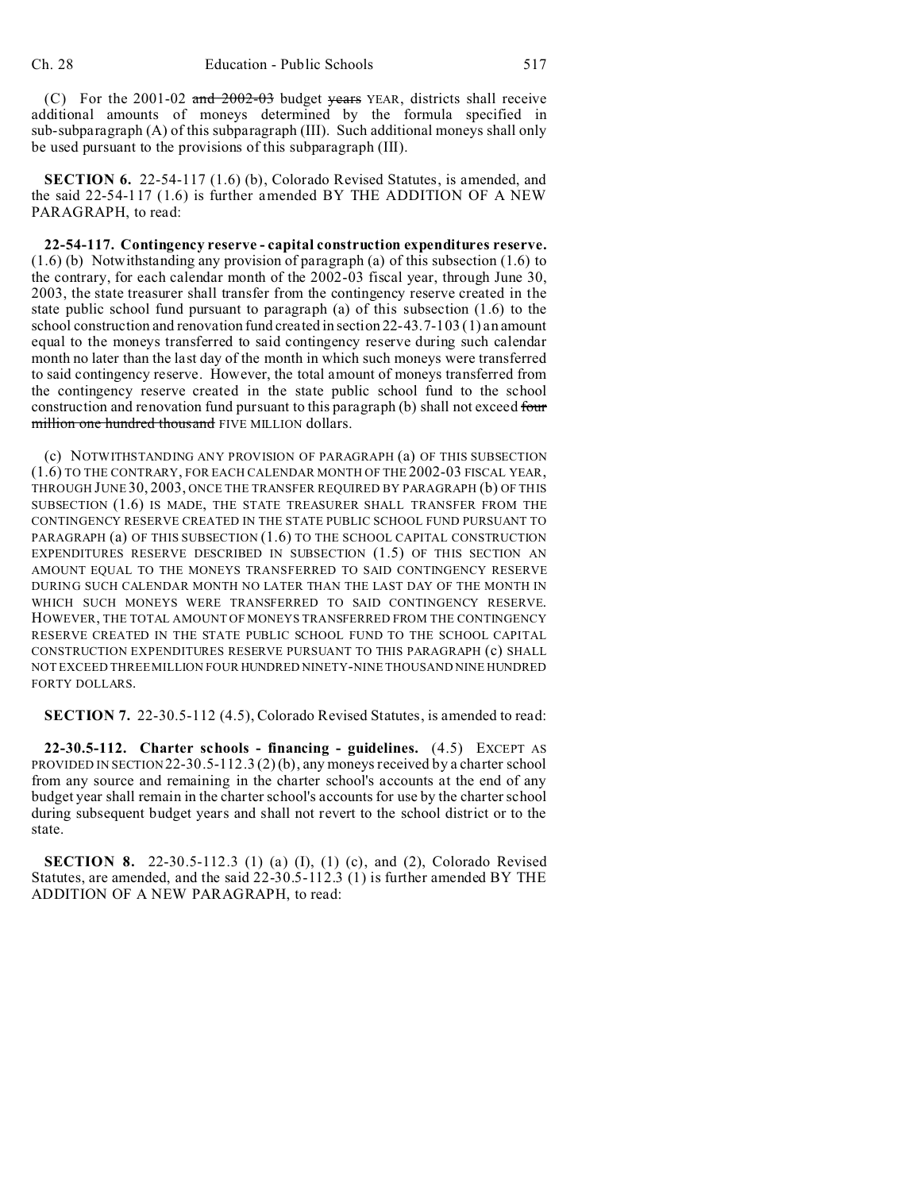(C) For the 2001-02 ~~and 2002-03~~ budget ~~years~~ YEAR, districts shall receive additional amounts of moneys determined by the formula specified in sub-subparagraph (A) of this subparagraph (III). Such additional moneys shall only be used pursuant to the provisions of this subparagraph (III).

**SECTION 6.** 22-54-117 (1.6) (b), Colorado Revised Statutes, is amended, and the said 22-54-117 (1.6) is further amended BY THE ADDITION OF A NEW PARAGRAPH, to read:

**22-54-117. Contingency reserve - capital construction expenditures reserve.** (1.6) (b) Notwithstanding any provision of paragraph (a) of this subsection (1.6) to the contrary, for each calendar month of the 2002-03 fiscal year, through June 30, 2003, the state treasurer shall transfer from the contingency reserve created in the state public school fund pursuant to paragraph (a) of this subsection (1.6) to the school construction and renovation fund created in section 22-43.7-103 (1) an amount equal to the moneys transferred to said contingency reserve during such calendar month no later than the last day of the month in which such moneys were transferred to said contingency reserve. However, the total amount of moneys transferred from the contingency reserve created in the state public school fund to the school construction and renovation fund pursuant to this paragraph (b) shall not exceed ~~four million one hundred thousand~~ FIVE MILLION dollars.

(c) NOTWITHSTANDING ANY PROVISION OF PARAGRAPH (a) OF THIS SUBSECTION (1.6) TO THE CONTRARY, FOR EACH CALENDAR MONTH OF THE 2002-03 FISCAL YEAR, THROUGH JUNE 30, 2003, ONCE THE TRANSFER REQUIRED BY PARAGRAPH (b) OF THIS SUBSECTION (1.6) IS MADE, THE STATE TREASURER SHALL TRANSFER FROM THE CONTINGENCY RESERVE CREATED IN THE STATE PUBLIC SCHOOL FUND PURSUANT TO PARAGRAPH (a) OF THIS SUBSECTION (1.6) TO THE SCHOOL CAPITAL CONSTRUCTION EXPENDITURES RESERVE DESCRIBED IN SUBSECTION (1.5) OF THIS SECTION AN AMOUNT EQUAL TO THE MONEYS TRANSFERRED TO SAID CONTINGENCY RESERVE DURING SUCH CALENDAR MONTH NO LATER THAN THE LAST DAY OF THE MONTH IN WHICH SUCH MONEYS WERE TRANSFERRED TO SAID CONTINGENCY RESERVE. HOWEVER, THE TOTAL AMOUNT OF MONEYS TRANSFERRED FROM THE CONTINGENCY RESERVE CREATED IN THE STATE PUBLIC SCHOOL FUND TO THE SCHOOL CAPITAL CONSTRUCTION EXPENDITURES RESERVE PURSUANT TO THIS PARAGRAPH (c) SHALL NOT EXCEED THREE MILLION FOUR HUNDRED NINETY-NINE THOUSAND NINE HUNDRED FORTY DOLLARS.

**SECTION 7.** 22-30.5-112 (4.5), Colorado Revised Statutes, is amended to read:

**22-30.5-112. Charter schools - financing - guidelines.** (4.5) EXCEPT AS PROVIDED IN SECTION 22-30.5-112.3 (2) (b), any moneys received by a charter school from any source and remaining in the charter school's accounts at the end of any budget year shall remain in the charter school's accounts for use by the charter school during subsequent budget years and shall not revert to the school district or to the state.

**SECTION 8.** 22-30.5-112.3 (1) (a) (I), (1) (c), and (2), Colorado Revised Statutes, are amended, and the said 22-30.5-112.3 (1) is further amended BY THE ADDITION OF A NEW PARAGRAPH, to read: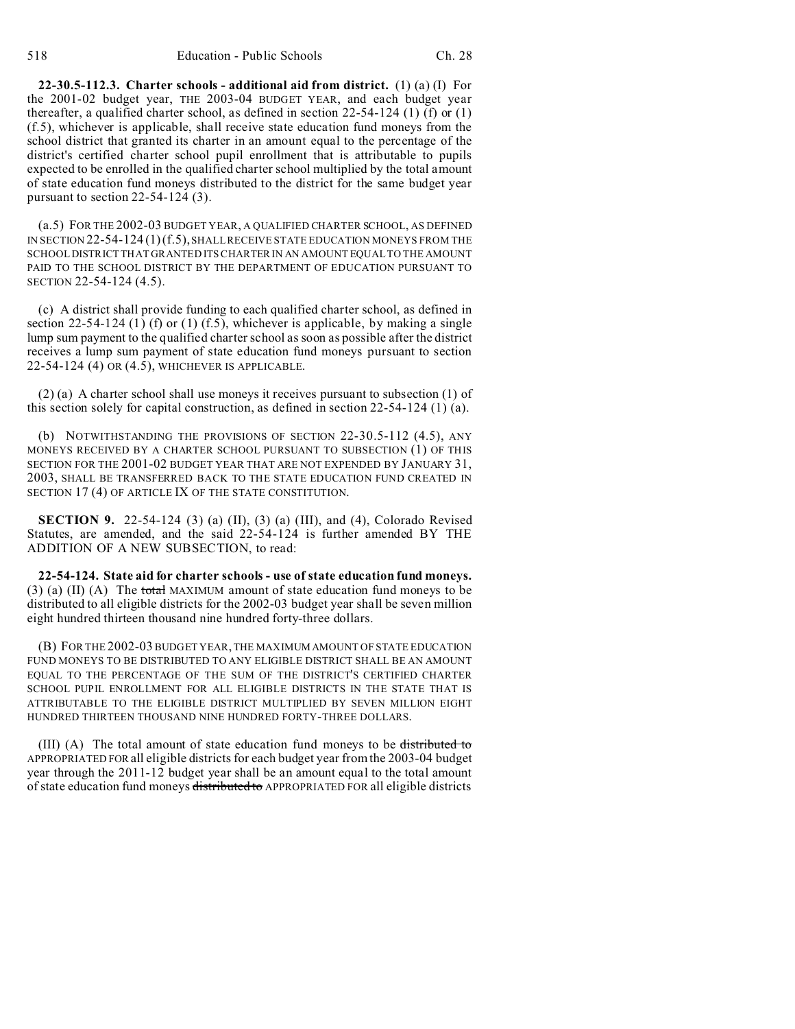**22-30.5-112.3. Charter schools - additional aid from district.** (1) (a) (I) For the 2001-02 budget year, THE 2003-04 BUDGET YEAR, and each budget year thereafter, a qualified charter school, as defined in section 22-54-124 (1) (f) or (1) (f.5), whichever is applicable, shall receive state education fund moneys from the school district that granted its charter in an amount equal to the percentage of the district's certified charter school pupil enrollment that is attributable to pupils expected to be enrolled in the qualified charter school multiplied by the total amount of state education fund moneys distributed to the district for the same budget year pursuant to section 22-54-124 (3).

(a.5) FOR THE 2002-03 BUDGET YEAR, A QUALIFIED CHARTER SCHOOL, AS DEFINED IN SECTION 22-54-124 (1) (f.5), SHALL RECEIVE STATE EDUCATION MONEYS FROM THE SCHOOL DISTRICT THAT GRANTED ITS CHARTER IN AN AMOUNT EQUAL TO THE AMOUNT PAID TO THE SCHOOL DISTRICT BY THE DEPARTMENT OF EDUCATION PURSUANT TO SECTION 22-54-124 (4.5).

(c) A district shall provide funding to each qualified charter school, as defined in section 22-54-124 (1) (f) or (1) (f.5), whichever is applicable, by making a single lump sum payment to the qualified charter school as soon as possible after the district receives a lump sum payment of state education fund moneys pursuant to section 22-54-124 (4) OR (4.5), WHICHEVER IS APPLICABLE.

(2) (a) A charter school shall use moneys it receives pursuant to subsection (1) of this section solely for capital construction, as defined in section 22-54-124 (1) (a).

(b) NOTWITHSTANDING THE PROVISIONS OF SECTION 22-30.5-112 (4.5), ANY MONEYS RECEIVED BY A CHARTER SCHOOL PURSUANT TO SUBSECTION (1) OF THIS SECTION FOR THE 2001-02 BUDGET YEAR THAT ARE NOT EXPENDED BY JANUARY 31, 2003, SHALL BE TRANSFERRED BACK TO THE STATE EDUCATION FUND CREATED IN SECTION 17 (4) OF ARTICLE IX OF THE STATE CONSTITUTION.

**SECTION 9.** 22-54-124 (3) (a) (II), (3) (a) (III), and (4), Colorado Revised Statutes, are amended, and the said 22-54-124 is further amended BY THE ADDITION OF A NEW SUBSECTION, to read:

**22-54-124. State aid for charter schools - use of state education fund moneys.** (3) (a) (II) (A) The ~~total~~ MAXIMUM amount of state education fund moneys to be distributed to all eligible districts for the 2002-03 budget year shall be seven million eight hundred thirteen thousand nine hundred forty-three dollars.

(B) FOR THE 2002-03 BUDGET YEAR, THE MAXIMUM AMOUNT OF STATE EDUCATION FUND MONEYS TO BE DISTRIBUTED TO ANY ELIGIBLE DISTRICT SHALL BE AN AMOUNT EQUAL TO THE PERCENTAGE OF THE SUM OF THE DISTRICT'S CERTIFIED CHARTER SCHOOL PUPIL ENROLLMENT FOR ALL ELIGIBLE DISTRICTS IN THE STATE THAT IS ATTRIBUTABLE TO THE ELIGIBLE DISTRICT MULTIPLIED BY SEVEN MILLION EIGHT HUNDRED THIRTEEN THOUSAND NINE HUNDRED FORTY-THREE DOLLARS.

(III) (A) The total amount of state education fund moneys to be ~~distributed to~~ APPROPRIATED FOR all eligible districts for each budget year from the 2003-04 budget year through the 2011-12 budget year shall be an amount equal to the total amount of state education fund moneys ~~distributed to~~ APPROPRIATED FOR all eligible districts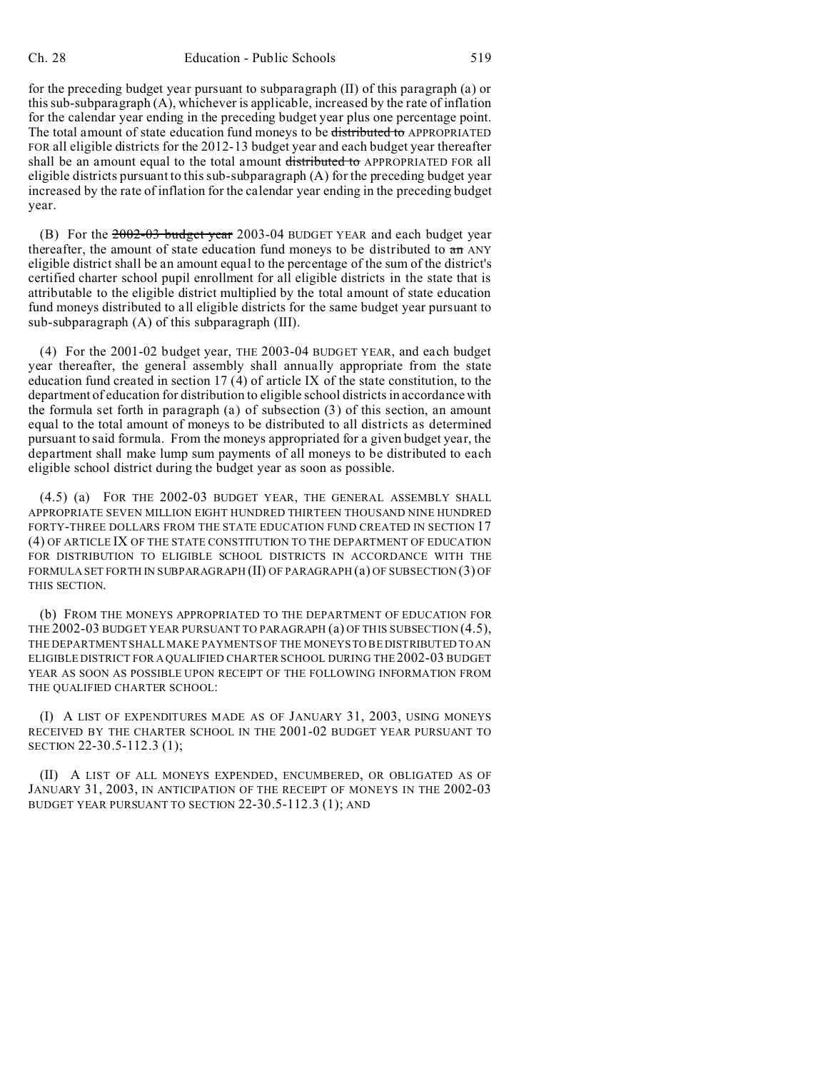for the preceding budget year pursuant to subparagraph (II) of this paragraph (a) or this sub-subparagraph (A), whichever is applicable, increased by the rate of inflation for the calendar year ending in the preceding budget year plus one percentage point. The total amount of state education fund moneys to be ~~distributed to~~ APPROPRIATED FOR all eligible districts for the 2012-13 budget year and each budget year thereafter shall be an amount equal to the total amount ~~distributed to~~ APPROPRIATED FOR all eligible districts pursuant to this sub-subparagraph (A) for the preceding budget year increased by the rate of inflation for the calendar year ending in the preceding budget year.

(B) For the ~~2002-03 budget year~~ 2003-04 BUDGET YEAR and each budget year thereafter, the amount of state education fund moneys to be distributed to ~~an~~ ANY eligible district shall be an amount equal to the percentage of the sum of the district's certified charter school pupil enrollment for all eligible districts in the state that is attributable to the eligible district multiplied by the total amount of state education fund moneys distributed to all eligible districts for the same budget year pursuant to sub-subparagraph (A) of this subparagraph (III).

(4) For the 2001-02 budget year, THE 2003-04 BUDGET YEAR, and each budget year thereafter, the general assembly shall annually appropriate from the state education fund created in section 17 (4) of article IX of the state constitution, to the department of education for distribution to eligible school districts in accordance with the formula set forth in paragraph (a) of subsection (3) of this section, an amount equal to the total amount of moneys to be distributed to all districts as determined pursuant to said formula. From the moneys appropriated for a given budget year, the department shall make lump sum payments of all moneys to be distributed to each eligible school district during the budget year as soon as possible.

(4.5) (a) FOR THE 2002-03 BUDGET YEAR, THE GENERAL ASSEMBLY SHALL APPROPRIATE SEVEN MILLION EIGHT HUNDRED THIRTEEN THOUSAND NINE HUNDRED FORTY-THREE DOLLARS FROM THE STATE EDUCATION FUND CREATED IN SECTION 17 (4) OF ARTICLE IX OF THE STATE CONSTITUTION TO THE DEPARTMENT OF EDUCATION FOR DISTRIBUTION TO ELIGIBLE SCHOOL DISTRICTS IN ACCORDANCE WITH THE FORMULA SET FORTH IN SUBPARAGRAPH (II) OF PARAGRAPH (a) OF SUBSECTION (3) OF THIS SECTION.

(b) FROM THE MONEYS APPROPRIATED TO THE DEPARTMENT OF EDUCATION FOR THE 2002-03 BUDGET YEAR PURSUANT TO PARAGRAPH (a) OF THIS SUBSECTION (4.5), THE DEPARTMENT SHALL MAKE PAYMENTS OF THE MONEYS TO BE DISTRIBUTED TO AN ELIGIBLE DISTRICT FOR A QUALIFIED CHARTER SCHOOL DURING THE 2002-03 BUDGET YEAR AS SOON AS POSSIBLE UPON RECEIPT OF THE FOLLOWING INFORMATION FROM THE QUALIFIED CHARTER SCHOOL:

(I) A LIST OF EXPENDITURES MADE AS OF JANUARY 31, 2003, USING MONEYS RECEIVED BY THE CHARTER SCHOOL IN THE 2001-02 BUDGET YEAR PURSUANT TO SECTION 22-30.5-112.3 (1);

(II) A LIST OF ALL MONEYS EXPENDED, ENCUMBERED, OR OBLIGATED AS OF JANUARY 31, 2003, IN ANTICIPATION OF THE RECEIPT OF MONEYS IN THE 2002-03 BUDGET YEAR PURSUANT TO SECTION 22-30.5-112.3 (1); AND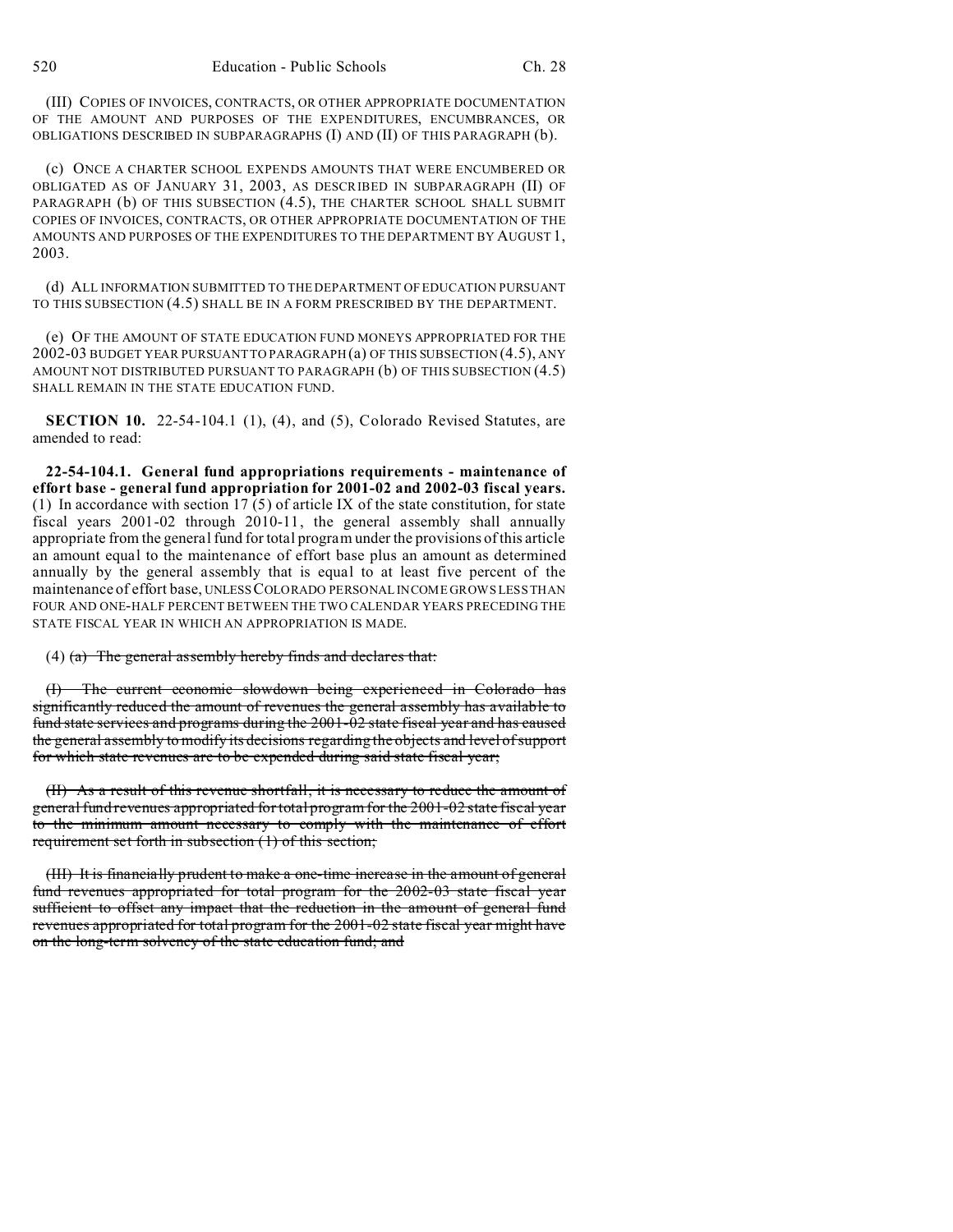(III) COPIES OF INVOICES, CONTRACTS, OR OTHER APPROPRIATE DOCUMENTATION OF THE AMOUNT AND PURPOSES OF THE EXPENDITURES, ENCUMBRANCES, OR OBLIGATIONS DESCRIBED IN SUBPARAGRAPHS (I) AND (II) OF THIS PARAGRAPH (b).

(c) ONCE A CHARTER SCHOOL EXPENDS AMOUNTS THAT WERE ENCUMBERED OR OBLIGATED AS OF JANUARY 31, 2003, AS DESCRIBED IN SUBPARAGRAPH (II) OF PARAGRAPH (b) OF THIS SUBSECTION (4.5), THE CHARTER SCHOOL SHALL SUBMIT COPIES OF INVOICES, CONTRACTS, OR OTHER APPROPRIATE DOCUMENTATION OF THE AMOUNTS AND PURPOSES OF THE EXPENDITURES TO THE DEPARTMENT BY AUGUST 1, 2003.

(d) ALL INFORMATION SUBMITTED TO THE DEPARTMENT OF EDUCATION PURSUANT TO THIS SUBSECTION (4.5) SHALL BE IN A FORM PRESCRIBED BY THE DEPARTMENT.

(e) OF THE AMOUNT OF STATE EDUCATION FUND MONEYS APPROPRIATED FOR THE 2002-03 BUDGET YEAR PURSUANT TO PARAGRAPH (a) OF THIS SUBSECTION (4.5), ANY AMOUNT NOT DISTRIBUTED PURSUANT TO PARAGRAPH (b) OF THIS SUBSECTION (4.5) SHALL REMAIN IN THE STATE EDUCATION FUND.

**SECTION 10.** 22-54-104.1 (1), (4), and (5), Colorado Revised Statutes, are amended to read:

**22-54-104.1. General fund appropriations requirements - maintenance of effort base - general fund appropriation for 2001-02 and 2002-03 fiscal years.** (1) In accordance with section 17 (5) of article IX of the state constitution, for state fiscal years 2001-02 through 2010-11, the general assembly shall annually appropriate from the general fund for total program under the provisions of this article an amount equal to the maintenance of effort base plus an amount as determined annually by the general assembly that is equal to at least five percent of the maintenance of effort base, UNLESS COLORADO PERSONAL INCOME GROWS LESS THAN FOUR AND ONE-HALF PERCENT BETWEEN THE TWO CALENDAR YEARS PRECEDING THE STATE FISCAL YEAR IN WHICH AN APPROPRIATION IS MADE.

(4) ~~(a) The general assembly hereby finds and declares that:~~

~~(I) The current economic slowdown being experienced in Colorado has significantly reduced the amount of revenues the general assembly has available to fund state services and programs during the 2001-02 state fiscal year and has caused the general assembly to modify its decisions regarding the objects and level of support for which state revenues are to be expended during said state fiscal year;~~

~~(II) As a result of this revenue shortfall, it is necessary to reduce the amount of general fund revenues appropriated for total program for the 2001-02 state fiscal year to the minimum amount necessary to comply with the maintenance of effort requirement set forth in subsection (1) of this section;~~

~~(III) It is financially prudent to make a one-time increase in the amount of general fund revenues appropriated for total program for the 2002-03 state fiscal year sufficient to offset any impact that the reduction in the amount of general fund revenues appropriated for total program for the 2001-02 state fiscal year might have on the long-term solvency of the state education fund; and~~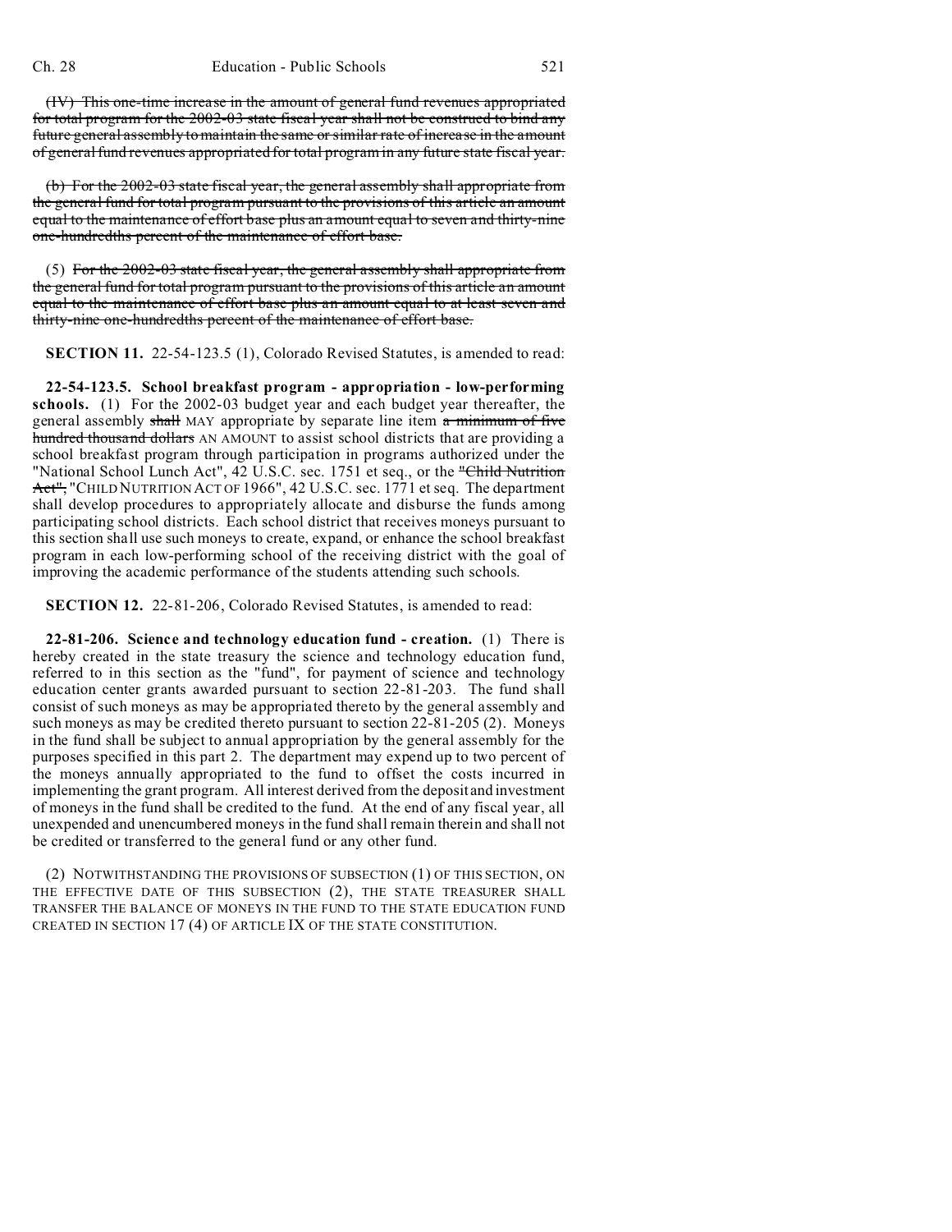~~(IV) This one-time increase in the amount of general fund revenues appropriated for total program for the 2002-03 state fiscal year shall not be construed to bind any future general assembly to maintain the same or similar rate of increase in the amount of general fund revenues appropriated for total program in any future state fiscal year.~~

~~(b) For the 2002-03 state fiscal year, the general assembly shall appropriate from the general fund for total program pursuant to the provisions of this article an amount equal to the maintenance of effort base plus an amount equal to seven and thirty-nine one-hundredths percent of the maintenance of effort base.~~

(5) ~~For the 2002-03 state fiscal year, the general assembly shall appropriate from the general fund for total program pursuant to the provisions of this article an amount equal to the maintenance of effort base plus an amount equal to at least seven and thirty-nine one-hundredths percent of the maintenance of effort base.~~

**SECTION 11.** 22-54-123.5 (1), Colorado Revised Statutes, is amended to read:

**22-54-123.5. School breakfast program - appropriation - low-performing schools.** (1) For the 2002-03 budget year and each budget year thereafter, the general assembly ~~shall~~ MAY appropriate by separate line item ~~a minimum of five hundred thousand dollars~~ AN AMOUNT to assist school districts that are providing a school breakfast program through participation in programs authorized under the "National School Lunch Act", 42 U.S.C. sec. 1751 et seq., or the ~~"Child Nutrition Act",~~ "CHILD NUTRITION ACT OF 1966", 42 U.S.C. sec. 1771 et seq. The department shall develop procedures to appropriately allocate and disburse the funds among participating school districts. Each school district that receives moneys pursuant to this section shall use such moneys to create, expand, or enhance the school breakfast program in each low-performing school of the receiving district with the goal of improving the academic performance of the students attending such schools.

**SECTION 12.** 22-81-206, Colorado Revised Statutes, is amended to read:

**22-81-206. Science and technology education fund - creation.** (1) There is hereby created in the state treasury the science and technology education fund, referred to in this section as the "fund", for payment of science and technology education center grants awarded pursuant to section 22-81-203. The fund shall consist of such moneys as may be appropriated thereto by the general assembly and such moneys as may be credited thereto pursuant to section 22-81-205 (2). Moneys in the fund shall be subject to annual appropriation by the general assembly for the purposes specified in this part 2. The department may expend up to two percent of the moneys annually appropriated to the fund to offset the costs incurred in implementing the grant program. All interest derived from the deposit and investment of moneys in the fund shall be credited to the fund. At the end of any fiscal year, all unexpended and unencumbered moneys in the fund shall remain therein and shall not be credited or transferred to the general fund or any other fund.

(2) NOTWITHSTANDING THE PROVISIONS OF SUBSECTION (1) OF THIS SECTION, ON THE EFFECTIVE DATE OF THIS SUBSECTION (2), THE STATE TREASURER SHALL TRANSFER THE BALANCE OF MONEYS IN THE FUND TO THE STATE EDUCATION FUND CREATED IN SECTION 17 (4) OF ARTICLE IX OF THE STATE CONSTITUTION.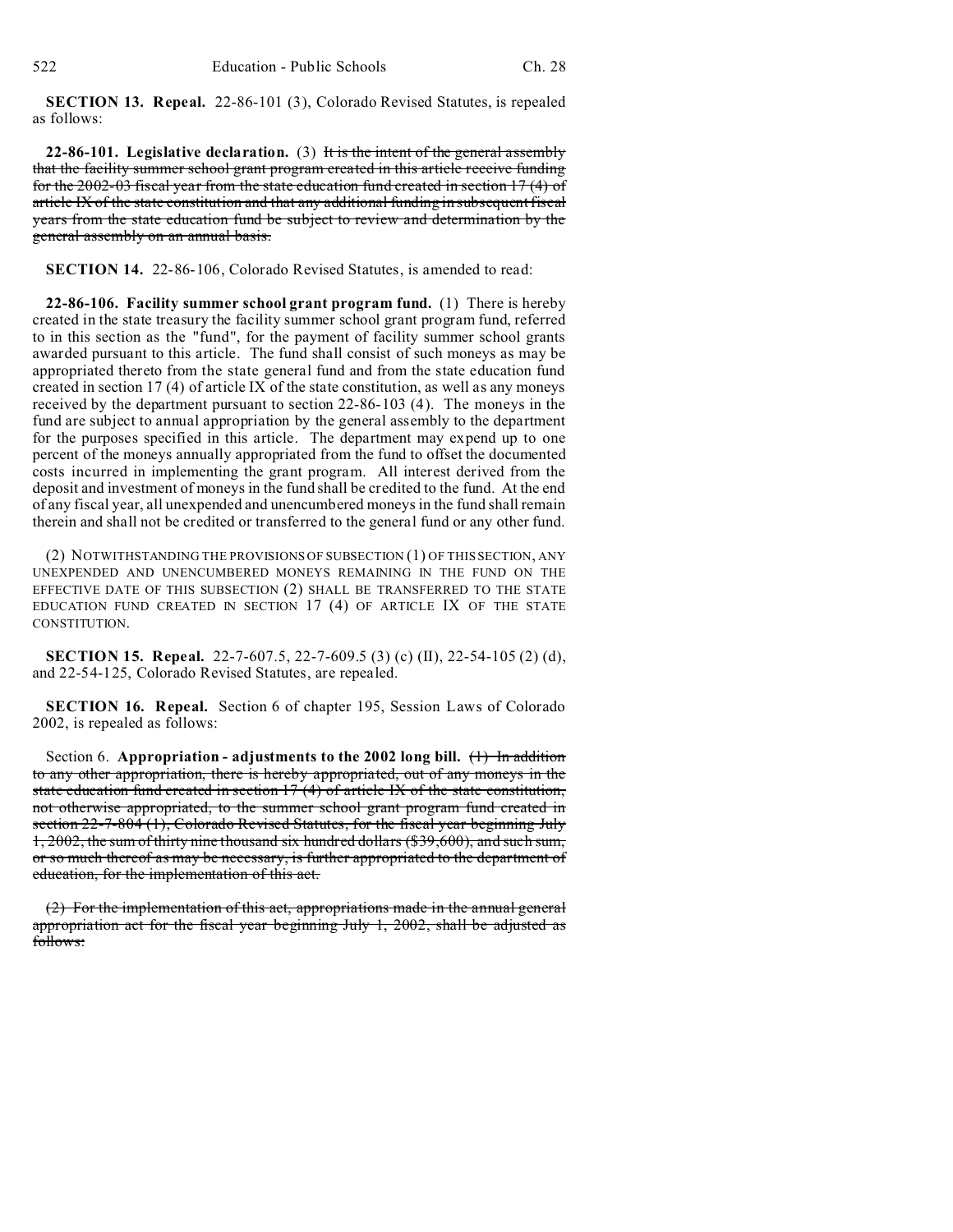**SECTION 13. Repeal.** 22-86-101 (3), Colorado Revised Statutes, is repealed as follows:

**22-86-101. Legislative declaration.** (3) ~~It is the intent of the general assembly that the facility summer school grant program created in this article receive funding for the 2002-03 fiscal year from the state education fund created in section 17 (4) of article IX of the state constitution and that any additional funding in subsequent fiscal years from the state education fund be subject to review and determination by the general assembly on an annual basis.~~

**SECTION 14.** 22-86-106, Colorado Revised Statutes, is amended to read:

**22-86-106. Facility summer school grant program fund.** (1) There is hereby created in the state treasury the facility summer school grant program fund, referred to in this section as the "fund", for the payment of facility summer school grants awarded pursuant to this article. The fund shall consist of such moneys as may be appropriated thereto from the state general fund and from the state education fund created in section 17 (4) of article IX of the state constitution, as well as any moneys received by the department pursuant to section 22-86-103 (4). The moneys in the fund are subject to annual appropriation by the general assembly to the department for the purposes specified in this article. The department may expend up to one percent of the moneys annually appropriated from the fund to offset the documented costs incurred in implementing the grant program. All interest derived from the deposit and investment of moneys in the fund shall be credited to the fund. At the end of any fiscal year, all unexpended and unencumbered moneys in the fund shall remain therein and shall not be credited or transferred to the general fund or any other fund.

(2) NOTWITHSTANDING THE PROVISIONS OF SUBSECTION (1) OF THIS SECTION, ANY UNEXPENDED AND UNENCUMBERED MONEYS REMAINING IN THE FUND ON THE EFFECTIVE DATE OF THIS SUBSECTION (2) SHALL BE TRANSFERRED TO THE STATE EDUCATION FUND CREATED IN SECTION 17 (4) OF ARTICLE IX OF THE STATE CONSTITUTION.

**SECTION 15. Repeal.** 22-7-607.5, 22-7-609.5 (3) (c) (II), 22-54-105 (2) (d), and 22-54-125, Colorado Revised Statutes, are repealed.

**SECTION 16. Repeal.** Section 6 of chapter 195, Session Laws of Colorado 2002, is repealed as follows:

Section 6. **Appropriation - adjustments to the 2002 long bill.** ~~(1) In addition to any other appropriation, there is hereby appropriated, out of any moneys in the state education fund created in section 17 (4) of article IX of the state constitution, not otherwise appropriated, to the summer school grant program fund created in section 22-7-804 (1), Colorado Revised Statutes, for the fiscal year beginning July 1, 2002, the sum of thirty nine thousand six hundred dollars ($39,600), and such sum, or so much thereof as may be necessary, is further appropriated to the department of education, for the implementation of this act.~~

~~(2) For the implementation of this act, appropriations made in the annual general appropriation act for the fiscal year beginning July 1, 2002, shall be adjusted as follows:~~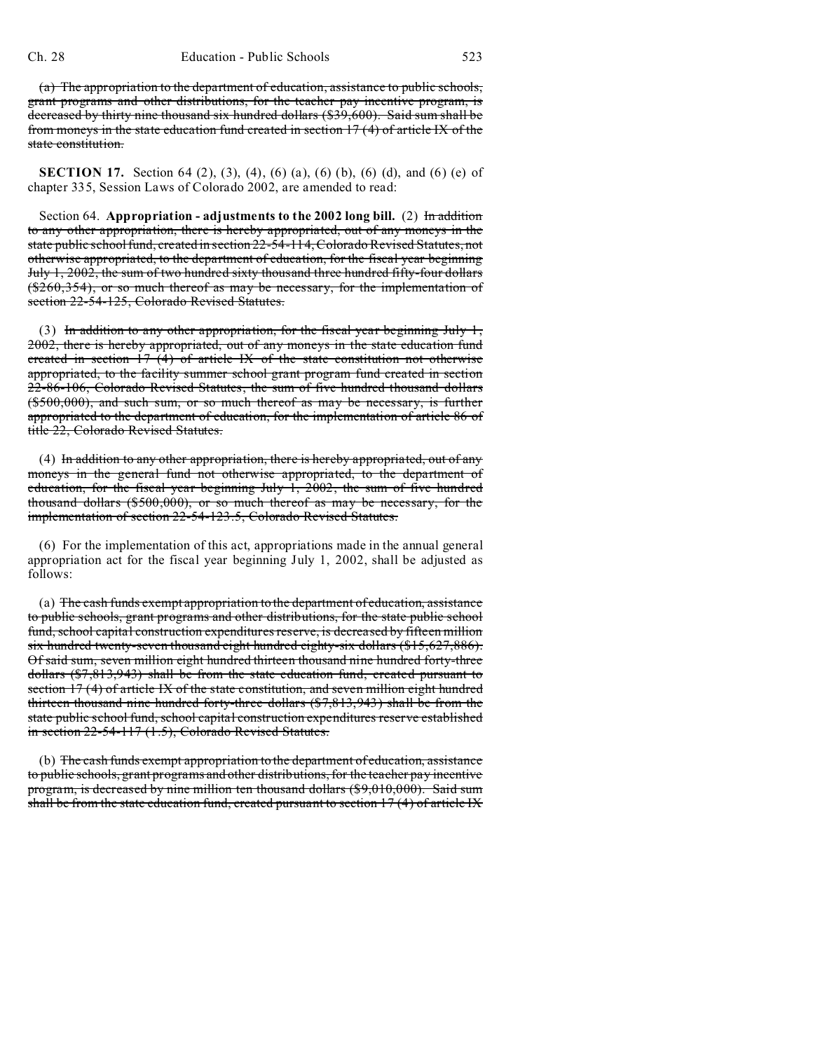~~(a) The appropriation to the department of education, assistance to public schools, grant programs and other distributions, for the teacher pay incentive program, is decreased by thirty nine thousand six hundred dollars ($39,600). Said sum shall be from moneys in the state education fund created in section 17 (4) of article IX of the state constitution.~~

**SECTION 17.** Section 64 (2), (3), (4), (6) (a), (6) (b), (6) (d), and (6) (e) of chapter 335, Session Laws of Colorado 2002, are amended to read:

Section 64. **Appropriation - adjustments to the 2002 long bill.** (2) ~~In addition to any other appropriation, there is hereby appropriated, out of any moneys in the state public school fund, created in section 22-54-114, Colorado Revised Statutes, not otherwise appropriated, to the department of education, for the fiscal year beginning July 1, 2002, the sum of two hundred sixty thousand three hundred fifty-four dollars ($260,354), or so much thereof as may be necessary, for the implementation of section 22-54-125, Colorado Revised Statutes.~~

(3) ~~In addition to any other appropriation, for the fiscal year beginning July 1, 2002, there is hereby appropriated, out of any moneys in the state education fund created in section 17 (4) of article IX of the state constitution not otherwise appropriated, to the facility summer school grant program fund created in section 22-86-106, Colorado Revised Statutes, the sum of five hundred thousand dollars ($500,000), and such sum, or so much thereof as may be necessary, is further appropriated to the department of education, for the implementation of article 86 of title 22, Colorado Revised Statutes.~~

(4) ~~In addition to any other appropriation, there is hereby appropriated, out of any moneys in the general fund not otherwise appropriated, to the department of education, for the fiscal year beginning July 1, 2002, the sum of five hundred thousand dollars ($500,000), or so much thereof as may be necessary, for the implementation of section 22-54-123.5, Colorado Revised Statutes.~~

(6) For the implementation of this act, appropriations made in the annual general appropriation act for the fiscal year beginning July 1, 2002, shall be adjusted as follows:

(a) ~~The cash funds exempt appropriation to the department of education, assistance to public schools, grant programs and other distributions, for the state public school fund, school capital construction expenditures reserve, is decreased by fifteen million six hundred twenty-seven thousand eight hundred eighty-six dollars ($15,627,886). Of said sum, seven million eight hundred thirteen thousand nine hundred forty-three dollars ($7,813,943) shall be from the state education fund, created pursuant to section 17 (4) of article IX of the state constitution, and seven million eight hundred thirteen thousand nine hundred forty-three dollars ($7,813,943) shall be from the state public school fund, school capital construction expenditures reserve established in section 22-54-117 (1.5), Colorado Revised Statutes.~~

(b) ~~The cash funds exempt appropriation to the department of education, assistance to public schools, grant programs and other distributions, for the teacher pay incentive program, is decreased by nine million ten thousand dollars ($9,010,000). Said sum shall be from the state education fund, created pursuant to section 17 (4) of article IX~~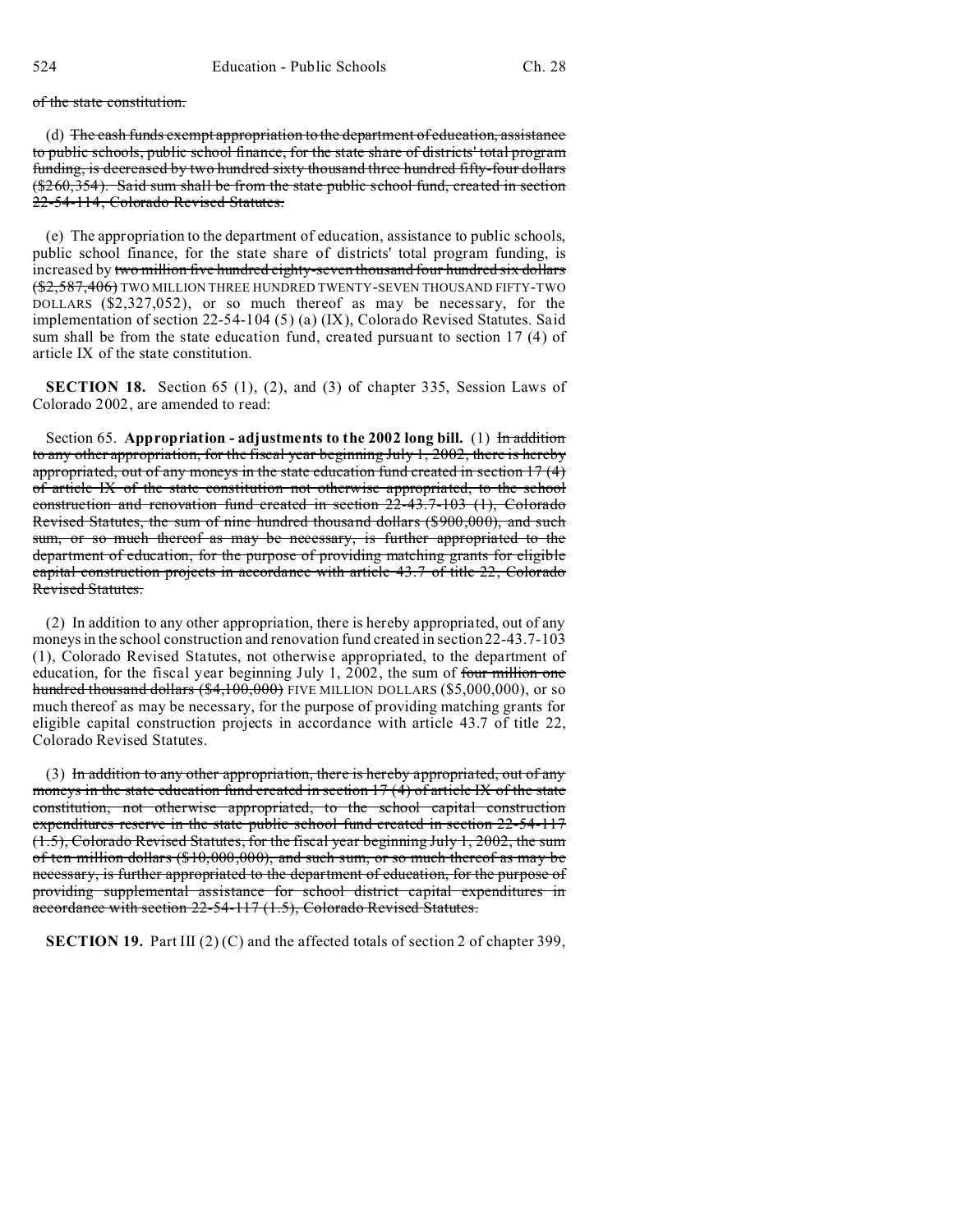~~of the state constitution.~~

(d) ~~The cash funds exempt appropriation to the department of education, assistance to public schools, public school finance, for the state share of districts' total program funding, is decreased by two hundred sixty thousand three hundred fifty-four dollars ($260,354). Said sum shall be from the state public school fund, created in section 22-54-114, Colorado Revised Statutes.~~

(e) The appropriation to the department of education, assistance to public schools, public school finance, for the state share of districts' total program funding, is increased by ~~two million five hundred eighty-seven thousand four hundred six dollars ($2,587,406)~~ TWO MILLION THREE HUNDRED TWENTY-SEVEN THOUSAND FIFTY-TWO DOLLARS ($2,327,052), or so much thereof as may be necessary, for the implementation of section 22-54-104 (5) (a) (IX), Colorado Revised Statutes. Said sum shall be from the state education fund, created pursuant to section 17 (4) of article IX of the state constitution.

**SECTION 18.** Section 65 (1), (2), and (3) of chapter 335, Session Laws of Colorado 2002, are amended to read:

Section 65. **Appropriation - adjustments to the 2002 long bill.** (1) ~~In addition to any other appropriation, for the fiscal year beginning July 1, 2002, there is hereby appropriated, out of any moneys in the state education fund created in section 17 (4) of article IX of the state constitution not otherwise appropriated, to the school construction and renovation fund created in section 22-43.7-103 (1), Colorado Revised Statutes, the sum of nine hundred thousand dollars ($900,000), and such sum, or so much thereof as may be necessary, is further appropriated to the department of education, for the purpose of providing matching grants for eligible capital construction projects in accordance with article 43.7 of title 22, Colorado Revised Statutes.~~

(2) In addition to any other appropriation, there is hereby appropriated, out of any moneys in the school construction and renovation fund created in section 22-43.7-103 (1), Colorado Revised Statutes, not otherwise appropriated, to the department of education, for the fiscal year beginning July 1, 2002, the sum of ~~four million one hundred thousand dollars ($4,100,000)~~ FIVE MILLION DOLLARS ($5,000,000), or so much thereof as may be necessary, for the purpose of providing matching grants for eligible capital construction projects in accordance with article 43.7 of title 22, Colorado Revised Statutes.

(3) ~~In addition to any other appropriation, there is hereby appropriated, out of any moneys in the state education fund created in section 17 (4) of article IX of the state constitution, not otherwise appropriated, to the school capital construction expenditures reserve in the state public school fund created in section 22-54-117 (1.5), Colorado Revised Statutes, for the fiscal year beginning July 1, 2002, the sum of ten million dollars ($10,000,000), and such sum, or so much thereof as may be necessary, is further appropriated to the department of education, for the purpose of providing supplemental assistance for school district capital expenditures in accordance with section 22-54-117 (1.5), Colorado Revised Statutes.~~

**SECTION 19.** Part III (2) (C) and the affected totals of section 2 of chapter 399,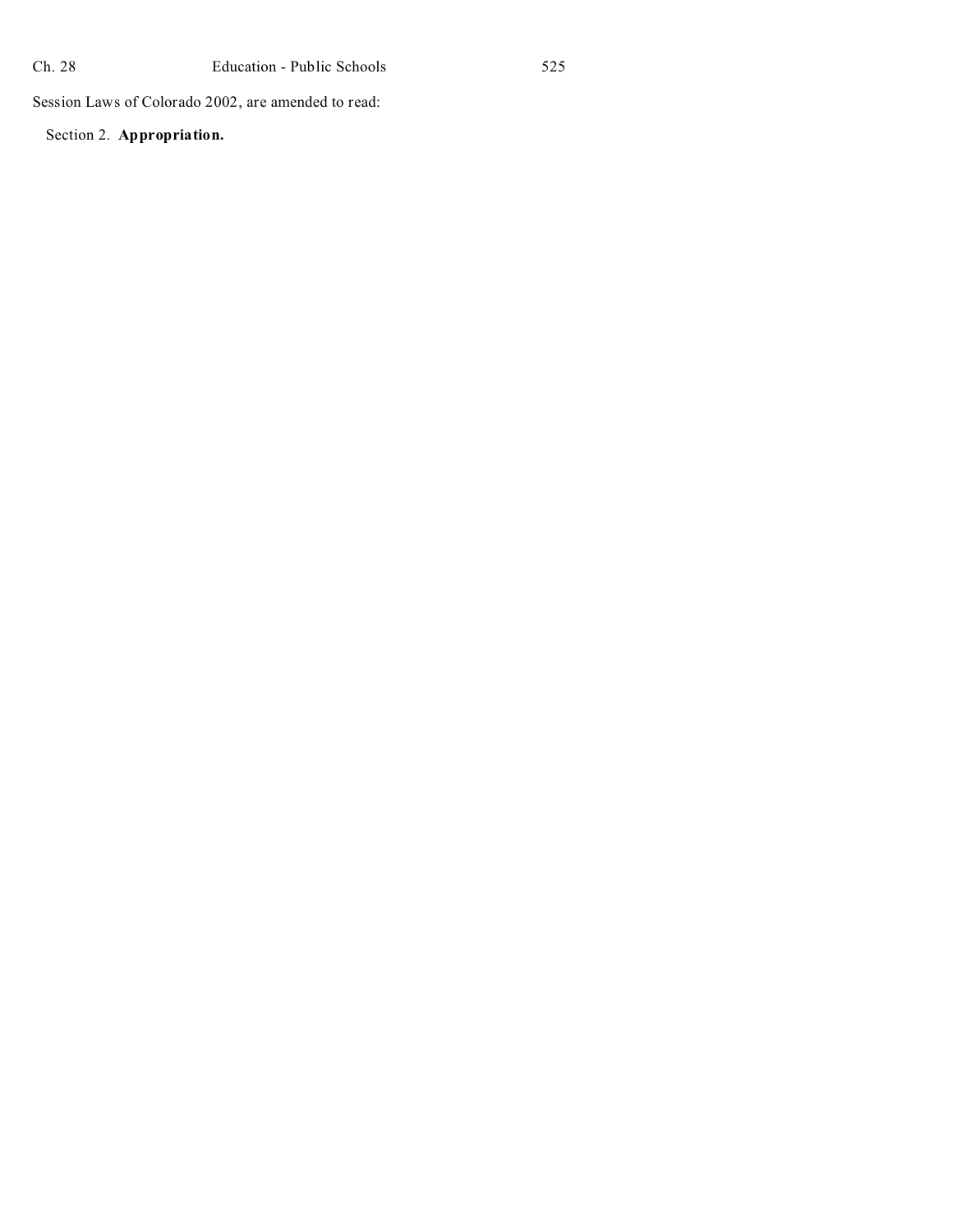Session Laws of Colorado 2002, are amended to read:

Section 2. **Appropriation.**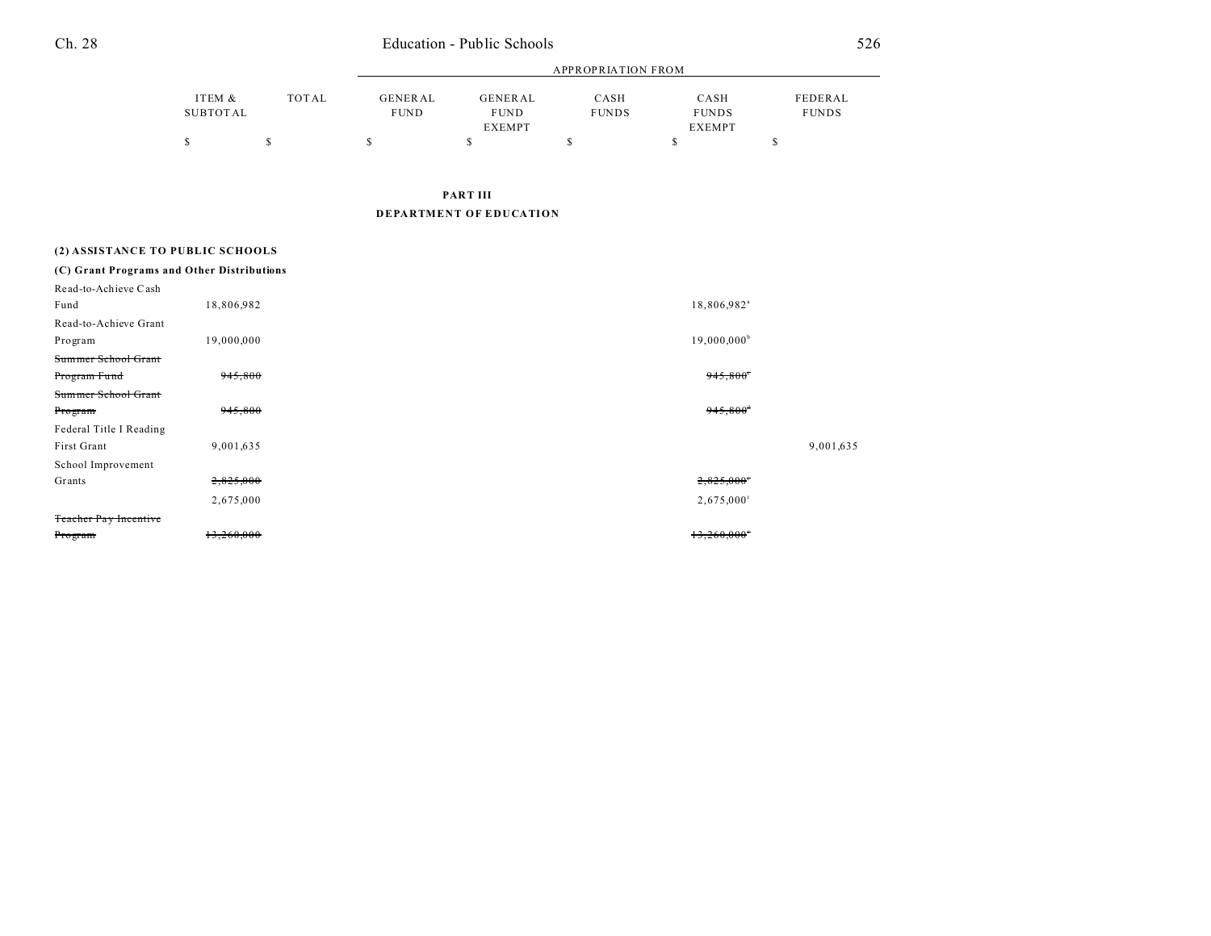| | ITEM & SUBTOTAL | TOTAL | APPROPRIATION FROM GENERAL FUND | GENERAL FUND EXEMPT | CASH FUNDS | CASH FUNDS EXEMPT | FEDERAL FUNDS |
|---|---|---|---|---|---|---|---|
| | $ | $ | $ | $ | $ | $ | $ |

**PART III**

**DEPARTMENT OF EDUCATION**

**(2) ASSISTANCE TO PUBLIC SCHOOLS**

**(C) Grant Programs and Other Distributions**

| | ITEM & SUBTOTAL | TOTAL | GENERAL FUND | GENERAL FUND EXEMPT | CASH FUNDS | CASH FUNDS EXEMPT | FEDERAL FUNDS |
|---|---|---|---|---|---|---|---|
| Read-to-Achieve Cash Fund | 18,806,982 | | | | | 18,806,982[a] | |
| Read-to-Achieve Grant Program | 19,000,000 | | | | | 19,000,000[b] | |
| ~~Summer School Grant Program Fund~~ | ~~945,800~~ | | | | | ~~945,800[c]~~ | |
| ~~Summer School Grant Program~~ | ~~945,800~~ | | | | | ~~945,800[d]~~ | |
| Federal Title I Reading First Grant | 9,001,635 | | | | | | 9,001,635 |
| School Improvement Grants | ~~2,825,000~~ | | | | | ~~2,825,000[e]~~ | |
| | 2,675,000 | | | | | 2,675,000[c] | |
| ~~Teacher Pay Incentive Program~~ | ~~13,260,000~~ | | | | | ~~13,260,000[f]~~ | |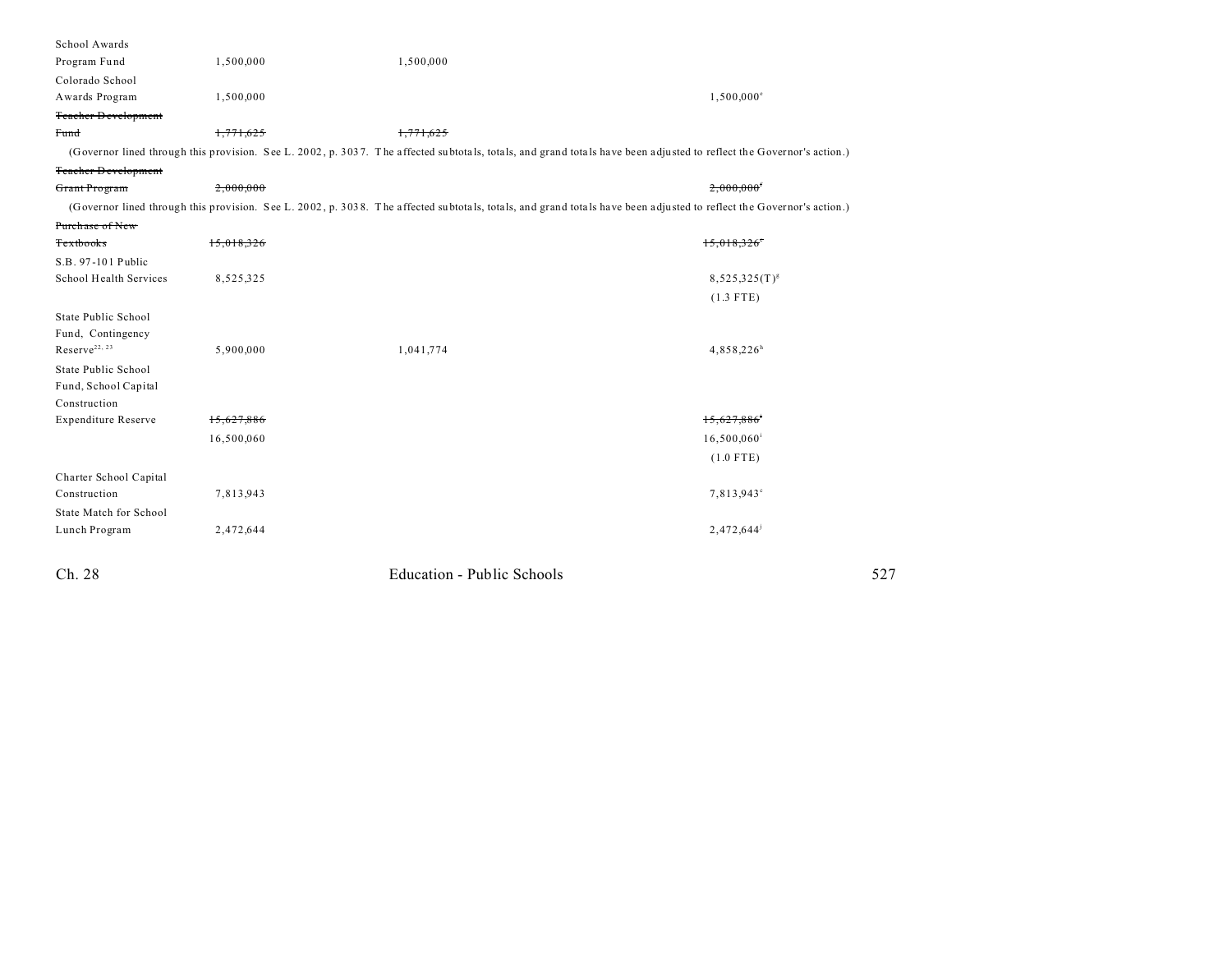| | | | | |
|---|---|---|---|---|
| School Awards Program Fund | 1,500,000 | 1,500,000 | | |
| Colorado School Awards Program | 1,500,000 | | 1,500,000[e] | |
| ~~Teacher Development Fund~~ | ~~1,771,625~~ | ~~1,771,625~~ | | |

(Governor lined through this provision. See L. 2002, p. 3037. The affected subtotals, totals, and grand totals have been adjusted to reflect the Governor's action.)

| | | | | |
|---|---|---|---|---|
| ~~Teacher Development Grant Program~~ | ~~2,000,000~~ | | ~~2,000,000[f]~~ | |

(Governor lined through this provision. See L. 2002, p. 3038. The affected subtotals, totals, and grand totals have been adjusted to reflect the Governor's action.)

| | | | | |
|---|---|---|---|---|
| ~~Purchase of New Textbooks~~ | ~~15,018,326~~ | | ~~15,018,326[c]~~ | |
| S.B. 97-101 Public School Health Services | 8,525,325 | | 8,525,325(T)[g] | |
| | | | (1.3 FTE) | |
| State Public School Fund, Contingency Reserve[22, 23] | 5,900,000 | 1,041,774 | 4,858,226[h] | |
| State Public School Fund, School Capital Construction Expenditure Reserve | ~~15,627,886~~ | | ~~15,627,886[c]~~ | |
| | 16,500,060 | | 16,500,060[i] | |
| | | | (1.0 FTE) | |
| Charter School Capital Construction | 7,813,943 | | 7,813,943[c] | |
| State Match for School Lunch Program | 2,472,644 | | 2,472,644[j] | |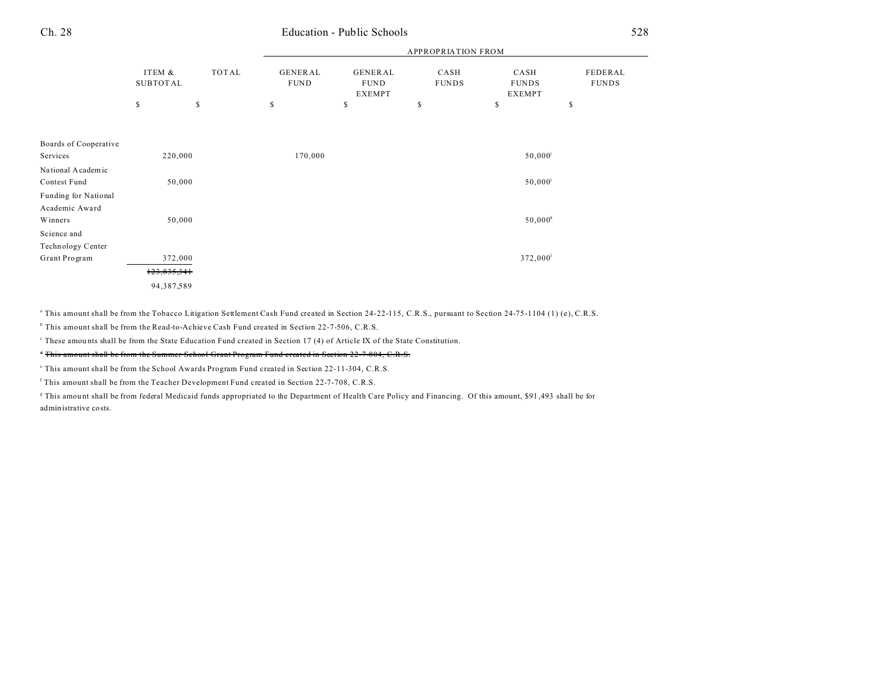| | ITEM & SUBTOTAL | TOTAL | APPROPRIATION FROM | | | | |
|---|---|---|---|---|---|---|---|
| | | | GENERAL FUND | GENERAL FUND EXEMPT | CASH FUNDS | CASH FUNDS EXEMPT | FEDERAL FUNDS |
| | $ | $ | $ | $ | $ | $ | $ |
| Boards of Cooperative Services | 220,000 | | 170,000 | | | 50,000[j] | |
| National Academic Contest Fund | 50,000 | | | | | 50,000[j] | |
| Funding for National Academic Award Winners | 50,000 | | | | | 50,000[k] | |
| Science and Technology Center Grant Program | 372,000 | | | | | 372,000[l] | |
| | ~~123,835,341~~ | | | | | | |
| | 94,387,589 | | | | | | |

[a] This amount shall be from the Tobacco Litigation Settlement Cash Fund created in Section 24-22-115, C.R.S., pursuant to Section 24-75-1104 (1) (e), C.R.S.

[b] This amount shall be from the Read-to-Achieve Cash Fund created in Section 22-7-506, C.R.S.

[c] These amounts shall be from the State Education Fund created in Section 17 (4) of Article IX of the State Constitution.

~~[d] This amount shall be from the Summer School Grant Program Fund created in Section 22-7-804, C.R.S.~~

[e] This amount shall be from the School Awards Program Fund created in Section 22-11-304, C.R.S.

[f] This amount shall be from the Teacher Development Fund created in Section 22-7-708, C.R.S.

[g] This amount shall be from federal Medicaid funds appropriated to the Department of Health Care Policy and Financing. Of this amount, $91,493 shall be for administrative costs.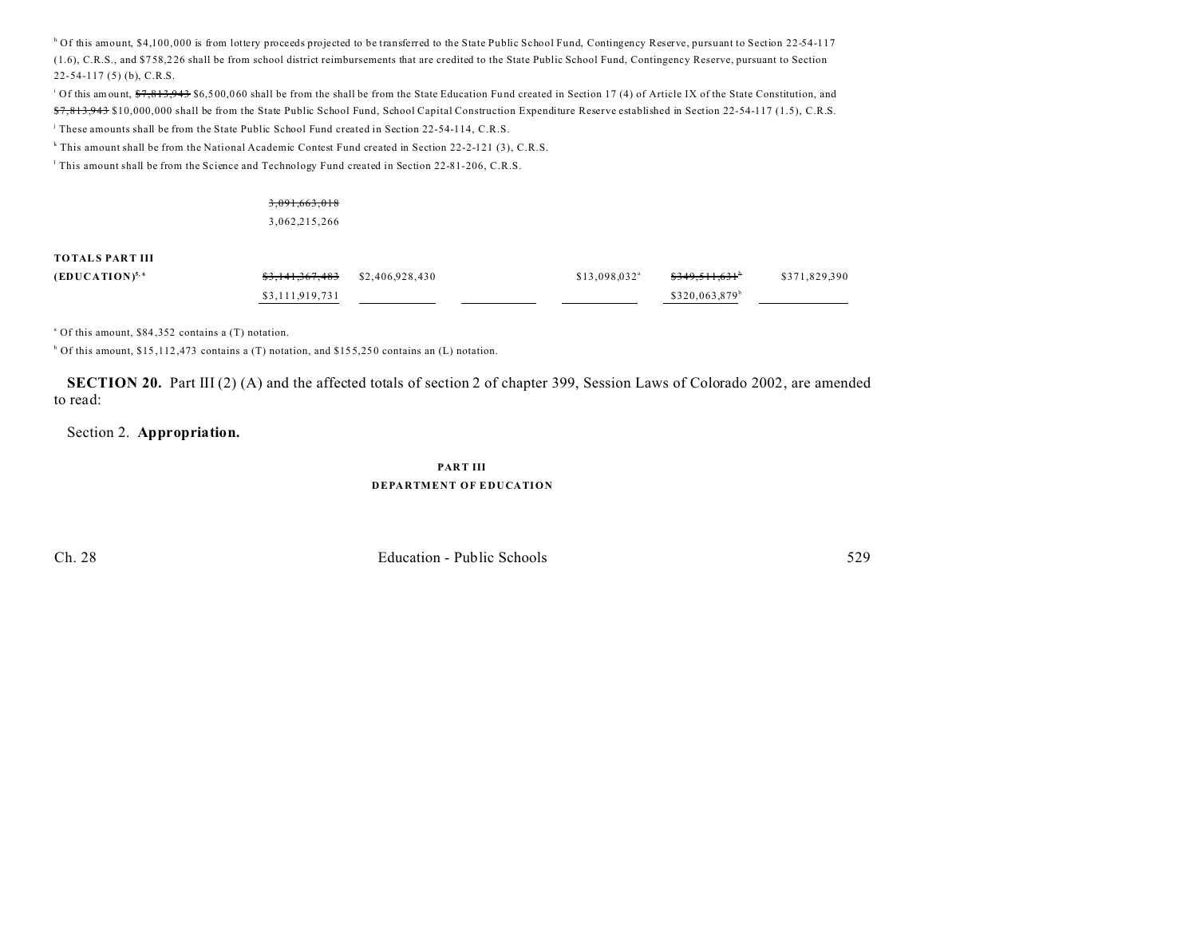[h] Of this amount, $4,100,000 is from lottery proceeds projected to be transferred to the State Public School Fund, Contingency Reserve, pursuant to Section 22-54-117 (1.6), C.R.S., and $758,226 shall be from school district reimbursements that are credited to the State Public School Fund, Contingency Reserve, pursuant to Section 22-54-117 (5) (b), C.R.S.

[i] Of this amount, ~~$7,813,943~~ $6,500,060 shall be from the shall be from the State Education Fund created in Section 17 (4) of Article IX of the State Constitution, and ~~$7,813,943~~ $10,000,000 shall be from the State Public School Fund, School Capital Construction Expenditure Reserve established in Section 22-54-117 (1.5), C.R.S.

[j] These amounts shall be from the State Public School Fund created in Section 22-54-114, C.R.S.

[k] This amount shall be from the National Academic Contest Fund created in Section 22-2-121 (3), C.R.S.

[l] This amount shall be from the Science and Technology Fund created in Section 22-81-206, C.R.S.

| | | | | | | |
|---|---|---|---|---|---|---|
| | ~~3,091,663,018~~ 3,062,215,266 | | | | | |
| **TOTALS PART III (EDUCATION)**[5, 6] | ~~$3,141,367,483~~ $3,111,919,731 | $2,406,928,430 | | $13,098,032[a] | ~~$349,511,631~~[b] $320,063,879[b] | $371,829,390 |

[a] Of this amount, $84,352 contains a (T) notation.

[b] Of this amount, $15,112,473 contains a (T) notation, and $155,250 contains an (L) notation.

**SECTION 20.** Part III (2) (A) and the affected totals of section 2 of chapter 399, Session Laws of Colorado 2002, are amended to read:

Section 2. **Appropriation.**

**PART III**
**DEPARTMENT OF EDUCATION**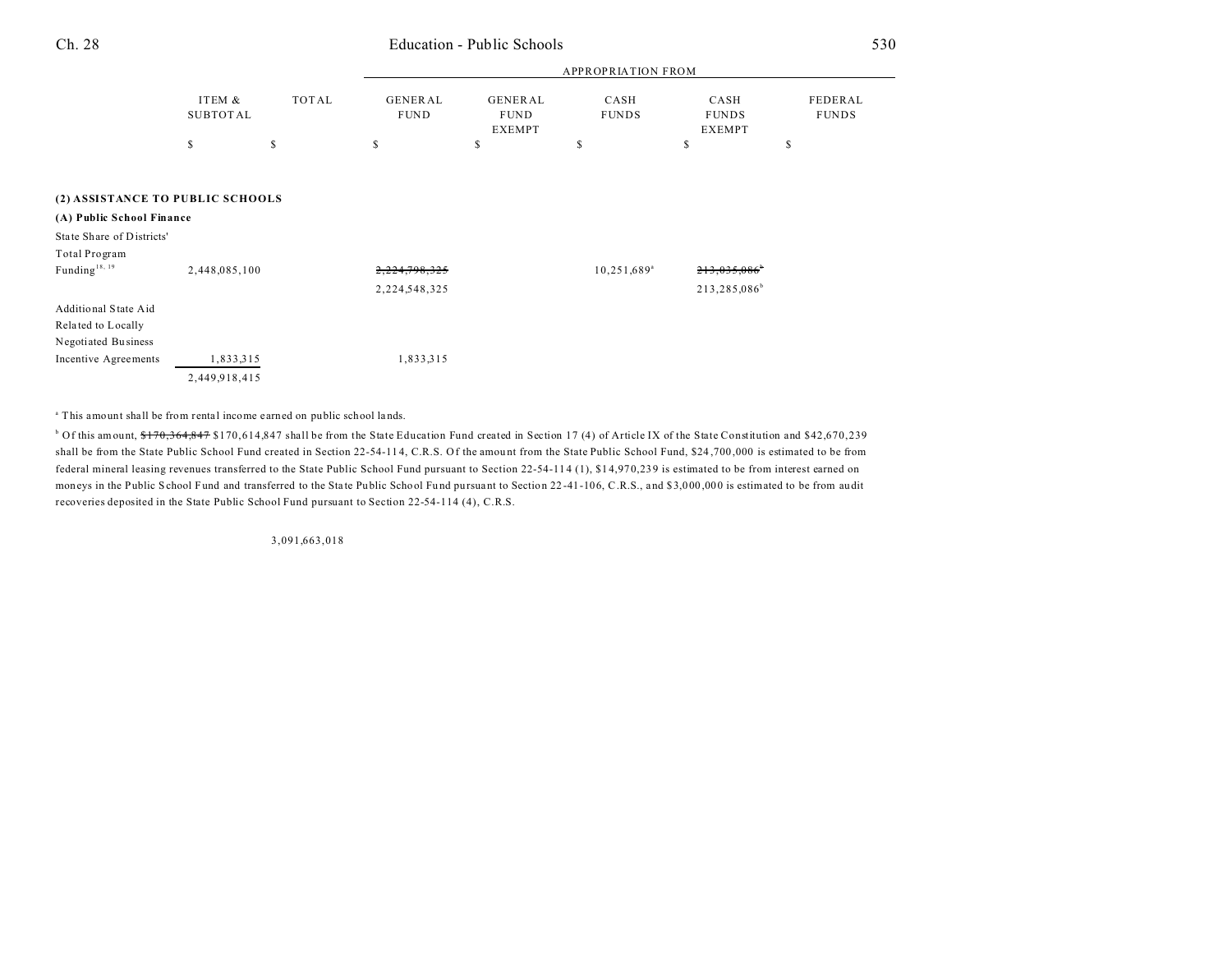| | ITEM & SUBTOTAL | TOTAL | GENERAL FUND | GENERAL FUND EXEMPT | CASH FUNDS | CASH FUNDS EXEMPT | FEDERAL FUNDS |
|---|---|---|---|---|---|---|---|
| | $ | $ | $ | $ | $ | $ | $ |
| **(2) ASSISTANCE TO PUBLIC SCHOOLS** | | | | | | | |
| **(A) Public School Finance** | | | | | | | |
| State Share of Districts' Total Program Funding[18, 19] | 2,448,085,100 | | ~~2,224,798,325~~ 2,224,548,325 | | 10,251,689[a] | ~~213,035,086~~[b] 213,285,086[b] | |
| Additional State Aid Related to Locally Negotiated Business Incentive Agreements | 1,833,315 | | 1,833,315 | | | | |
| | 2,449,918,415 | | | | | | |

[a] This amount shall be from rental income earned on public school lands.

[b] Of this amount, ~~$170,364,847~~ $170,614,847 shall be from the State Education Fund created in Section 17 (4) of Article IX of the State Constitution and $42,670,239 shall be from the State Public School Fund created in Section 22-54-114, C.R.S. Of the amount from the State Public School Fund, $24,700,000 is estimated to be from federal mineral leasing revenues transferred to the State Public School Fund pursuant to Section 22-54-114 (1), $14,970,239 is estimated to be from interest earned on moneys in the Public School Fund and transferred to the State Public School Fund pursuant to Section 22-41-106, C.R.S., and $3,000,000 is estimated to be from audit recoveries deposited in the State Public School Fund pursuant to Section 22-54-114 (4), C.R.S.

3,091,663,018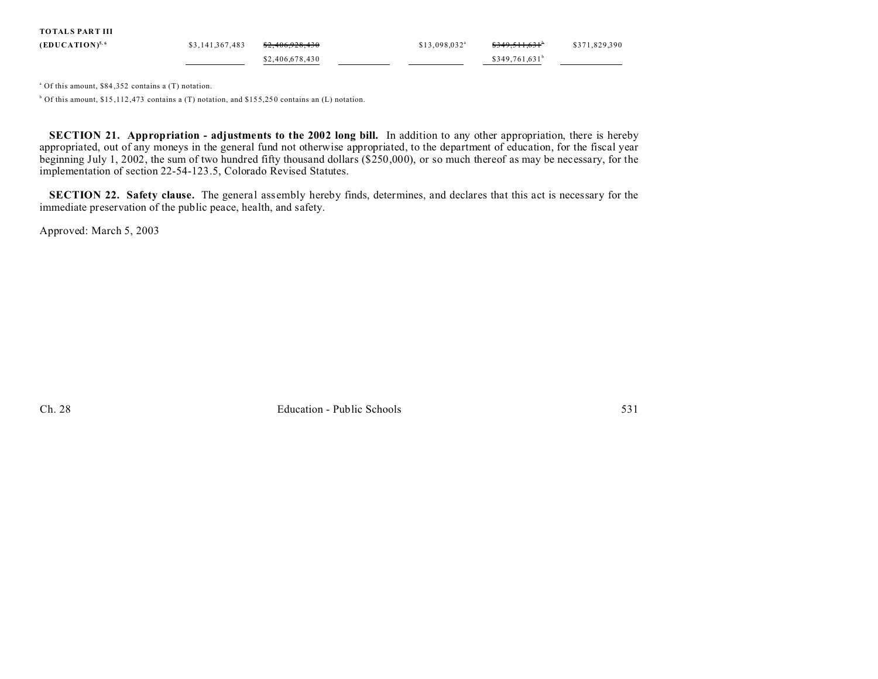| | | | | | | |
|---|---|---|---|---|---|---|
| **TOTALS PART III (EDUCATION)**[5, 6] | $3,141,367,483 | ~~$2,406,928,430~~ $2,406,678,430 | | $13,098,032[a] | ~~$349,511,631~~[b] $349,761,631[b] | $371,829,390 |

[a] Of this amount, $84,352 contains a (T) notation.

[b] Of this amount, $15,112,473 contains a (T) notation, and $155,250 contains an (L) notation.

**SECTION 21. Appropriation - adjustments to the 2002 long bill.** In addition to any other appropriation, there is hereby appropriated, out of any moneys in the general fund not otherwise appropriated, to the department of education, for the fiscal year beginning July 1, 2002, the sum of two hundred fifty thousand dollars ($250,000), or so much thereof as may be necessary, for the implementation of section 22-54-123.5, Colorado Revised Statutes.

**SECTION 22. Safety clause.** The general assembly hereby finds, determines, and declares that this act is necessary for the immediate preservation of the public peace, health, and safety.

Approved: March 5, 2003